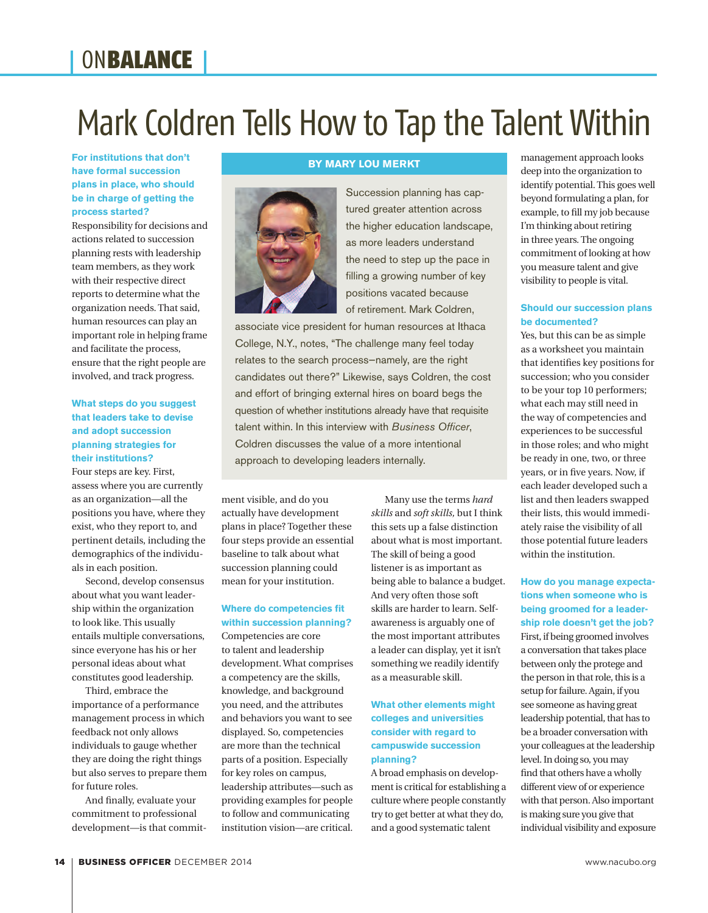# Mark Coldren Tells How to Tap the Talent Within

BY MARY LOU MERKT

Succession planning has captured greater attention across the higher education landscape, as more leaders understand the need to step up the pace in filling a growing number of key positions vacated because of retirement. Mark Coldren, associate vice president for human resources at Ithaca College, N.Y., notes, "The challenge many feel today relates to the search process—namely, are the right candidates out there?" Likewise, says Coldren, the cost and effort of bringing external hires on board begs the question of whether institutions already have that requisite talent within. In this interview with *Business Officer*, Coldren discusses the value of a more intentional approach to developing leaders internally.

**For institutions that don't have formal succession plans in place, who should be in charge of getting the process started?**

Responsibility for decisions and actions related to succession planning rests with leadership team members, as they work with their respective direct reports to determine what the organization needs. That said, human resources can play an important role in helping frame and facilitate the process, ensure that the right people are involved, and track progress.

**What steps do you suggest that leaders take to devise and adopt succession planning strategies for their institutions?**

Four steps are key. First, assess where you are currently as an organization—all the positions you have, where they exist, who they report to, and pertinent details, including the demographics of the individuals in each position.

Second, develop consensus about what you want leadership within the organization to look like. This usually entails multiple conversations, since everyone has his or her personal ideas about what constitutes good leadership.

Third, embrace the importance of a performance management process in which feedback not only allows individuals to gauge whether they are doing the right things but also serves to prepare them for future roles.

And finally, evaluate your commitment to professional development—is that commitment visible, and do you actually have development plans in place? Together these four steps provide an essential baseline to talk about what succession planning could mean for your institution.

**Where do competencies fit within succession planning?**

Competencies are core to talent and leadership development. What comprises a competency are the skills, knowledge, and background you need, and the attributes and behaviors you want to see displayed. So, competencies are more than the technical parts of a position. Especially for key roles on campus, leadership attributes—such as providing examples for people to follow and communicating institution vision—are critical.

Many use the terms *hard skills* and *soft skills,* but I think this sets up a false distinction about what is most important. The skill of being a good listener is as important as being able to balance a budget. And very often those soft skills are harder to learn. Self-awareness is arguably one of the most important attributes a leader can display, yet it isn't something we readily identify as a measurable skill.

**What other elements might colleges and universities consider with regard to campuswide succession planning?**

A broad emphasis on development is critical for establishing a culture where people constantly try to get better at what they do, and a good systematic talent management approach looks deep into the organization to identify potential. This goes well beyond formulating a plan, for example, to fill my job because I'm thinking about retiring in three years. The ongoing commitment of looking at how you measure talent and give visibility to people is vital.

**Should our succession plans be documented?**

Yes, but this can be as simple as a worksheet you maintain that identifies key positions for succession; who you consider to be your top 10 performers; what each may still need in the way of competencies and experiences to be successful in those roles; and who might be ready in one, two, or three years, or in five years. Now, if each leader developed such a list and then leaders swapped their lists, this would immediately raise the visibility of all those potential future leaders within the institution.

**How do you manage expectations when someone who is being groomed for a leadership role doesn't get the job?**

First, if being groomed involves a conversation that takes place between only the protege and the person in that role, this is a setup for failure. Again, if you see someone as having great leadership potential, that has to be a broader conversation with your colleagues at the leadership level. In doing so, you may find that others have a wholly different view of or experience with that person. Also important is making sure you give that individual visibility and exposure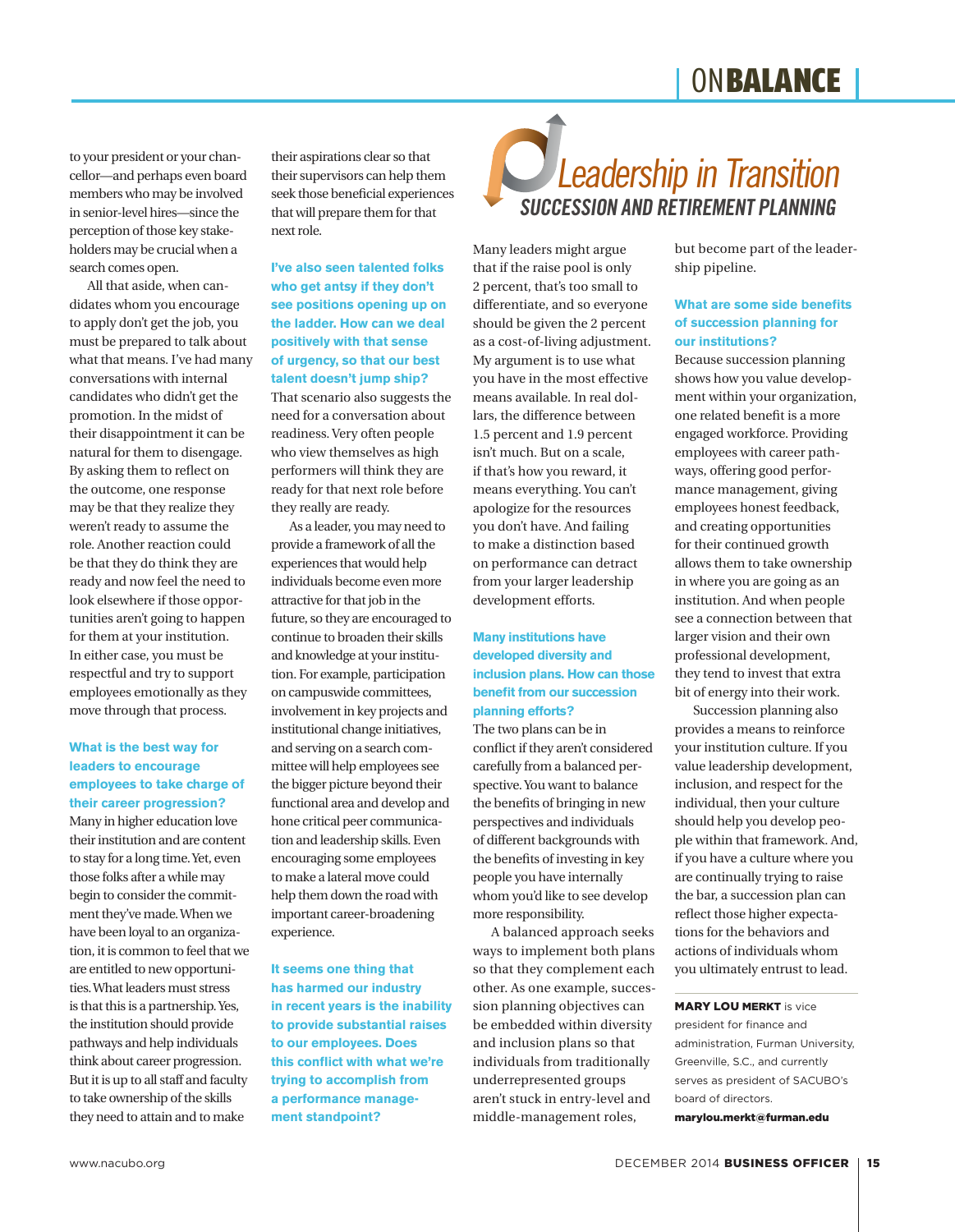# Leadership in Transition

## SUCCESSION AND RETIREMENT PLANNING

to your president or your chancellor—and perhaps even board members who may be involved in senior-level hires—since the perception of those key stakeholders may be crucial when a search comes open.

All that aside, when candidates whom you encourage to apply don't get the job, you must be prepared to talk about what that means. I've had many conversations with internal candidates who didn't get the promotion. In the midst of their disappointment it can be natural for them to disengage. By asking them to reflect on the outcome, one response may be that they realize they weren't ready to assume the role. Another reaction could be that they do think they are ready and now feel the need to look elsewhere if those opportunities aren't going to happen for them at your institution. In either case, you must be respectful and try to support employees emotionally as they move through that process.

**What is the best way for leaders to encourage employees to take charge of their career progression?**

Many in higher education love their institution and are content to stay for a long time. Yet, even those folks after a while may begin to consider the commitment they've made. When we have been loyal to an organization, it is common to feel that we are entitled to new opportunities. What leaders must stress is that this is a partnership. Yes, the institution should provide pathways and help individuals think about career progression. But it is up to all staff and faculty to take ownership of the skills they need to attain and to make their aspirations clear so that their supervisors can help them seek those beneficial experiences that will prepare them for that next role.

**I've also seen talented folks who get antsy if they don't see positions opening up on the ladder. How can we deal positively with that sense of urgency, so that our best talent doesn't jump ship?**

That scenario also suggests the need for a conversation about readiness. Very often people who view themselves as high performers will think they are ready for that next role before they really are ready.

As a leader, you may need to provide a framework of all the experiences that would help individuals become even more attractive for that job in the future, so they are encouraged to continue to broaden their skills and knowledge at your institution. For example, participation on campuswide committees, involvement in key projects and institutional change initiatives, and serving on a search committee will help employees see the bigger picture beyond their functional area and develop and hone critical peer communication and leadership skills. Even encouraging some employees to make a lateral move could help them down the road with important career-broadening experience.

**It seems one thing that has harmed our industry in recent years is the inability to provide substantial raises to our employees. Does this conflict with what we're trying to accomplish from a performance management standpoint?**

Many leaders might argue that if the raise pool is only 2 percent, that's too small to differentiate, and so everyone should be given the 2 percent as a cost-of-living adjustment. My argument is to use what you have in the most effective means available. In real dollars, the difference between 1.5 percent and 1.9 percent isn't much. But on a scale, if that's how you reward, it means everything. You can't apologize for the resources you don't have. And failing to make a distinction based on performance can detract from your larger leadership development efforts.

**Many institutions have developed diversity and inclusion plans. How can those benefit from our succession planning efforts?**

The two plans can be in conflict if they aren't considered carefully from a balanced perspective. You want to balance the benefits of bringing in new perspectives and individuals of different backgrounds with the benefits of investing in key people you have internally whom you'd like to see develop more responsibility.

A balanced approach seeks ways to implement both plans so that they complement each other. As one example, succession planning objectives can be embedded within diversity and inclusion plans so that individuals from traditionally underrepresented groups aren't stuck in entry-level and middle-management roles, but become part of the leadership pipeline.

**What are some side benefits of succession planning for our institutions?**

Because succession planning shows how you value development within your organization, one related benefit is a more engaged workforce. Providing employees with career pathways, offering good performance management, giving employees honest feedback, and creating opportunities for their continued growth allows them to take ownership in where you are going as an institution. And when people see a connection between that larger vision and their own professional development, they tend to invest that extra bit of energy into their work.

Succession planning also provides a means to reinforce your institution culture. If you value leadership development, inclusion, and respect for the individual, then your culture should help you develop people within that framework. And, if you have a culture where you are continually trying to raise the bar, a succession plan can reflect those higher expectations for the behaviors and actions of individuals whom you ultimately entrust to lead.

**MARY LOU MERKT** is vice president for finance and administration, Furman University, Greenville, S.C., and currently serves as president of SACUBO's board of directors.

**marylou.merkt@furman.edu**